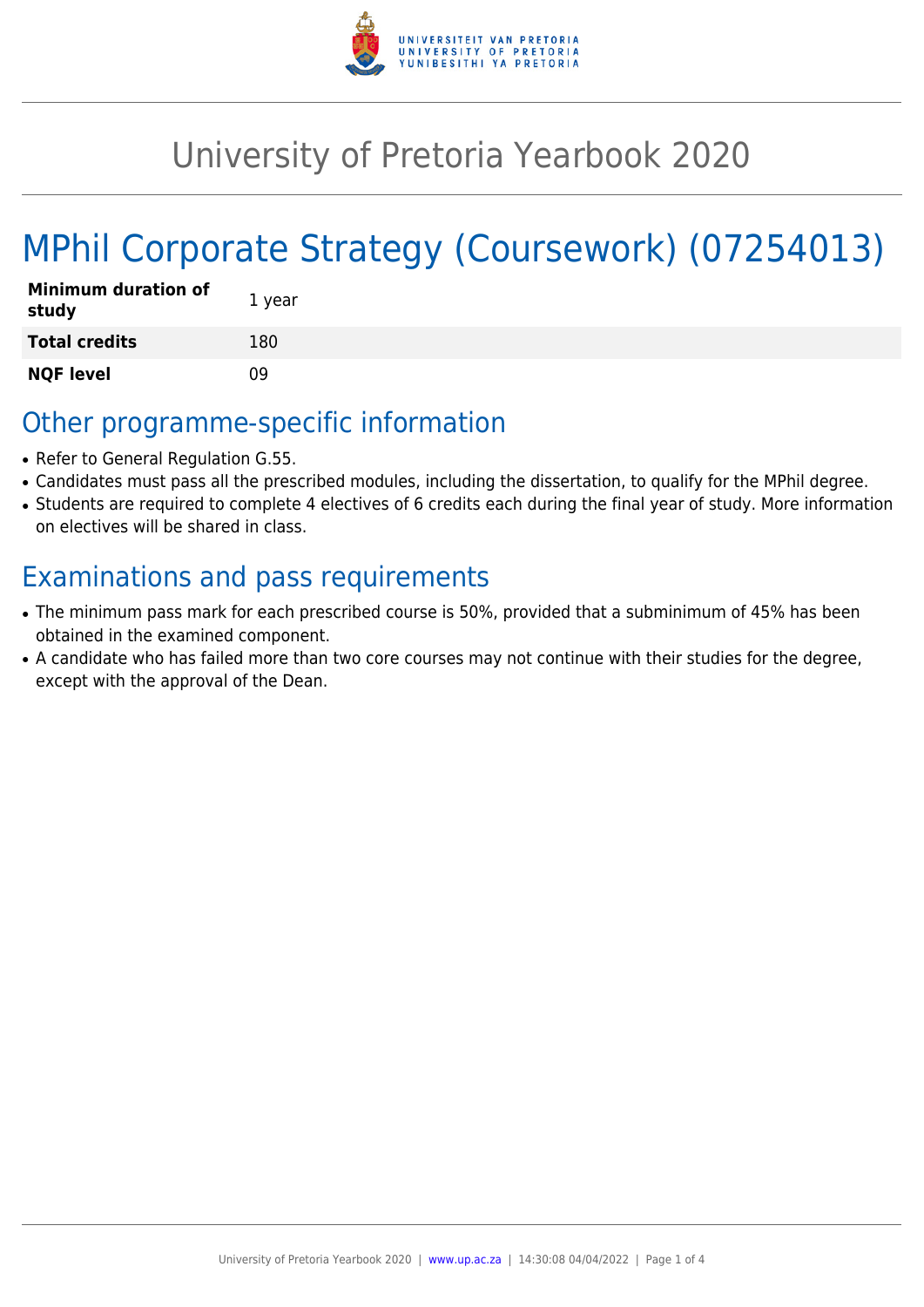# University of Pretoria Yearbook 2020

# MPhil Corporate Strategy (Coursework) (07254013)

| | |
|---|---|
| **Minimum duration of study** | 1 year |
| **Total credits** | 180 |
| **NQF level** | 09 |

## Other programme-specific information

- Refer to General Regulation G.55.
- Candidates must pass all the prescribed modules, including the dissertation, to qualify for the MPhil degree.
- Students are required to complete 4 electives of 6 credits each during the final year of study. More information on electives will be shared in class.

## Examinations and pass requirements

- The minimum pass mark for each prescribed course is 50%, provided that a subminimum of 45% has been obtained in the examined component.
- A candidate who has failed more than two core courses may not continue with their studies for the degree, except with the approval of the Dean.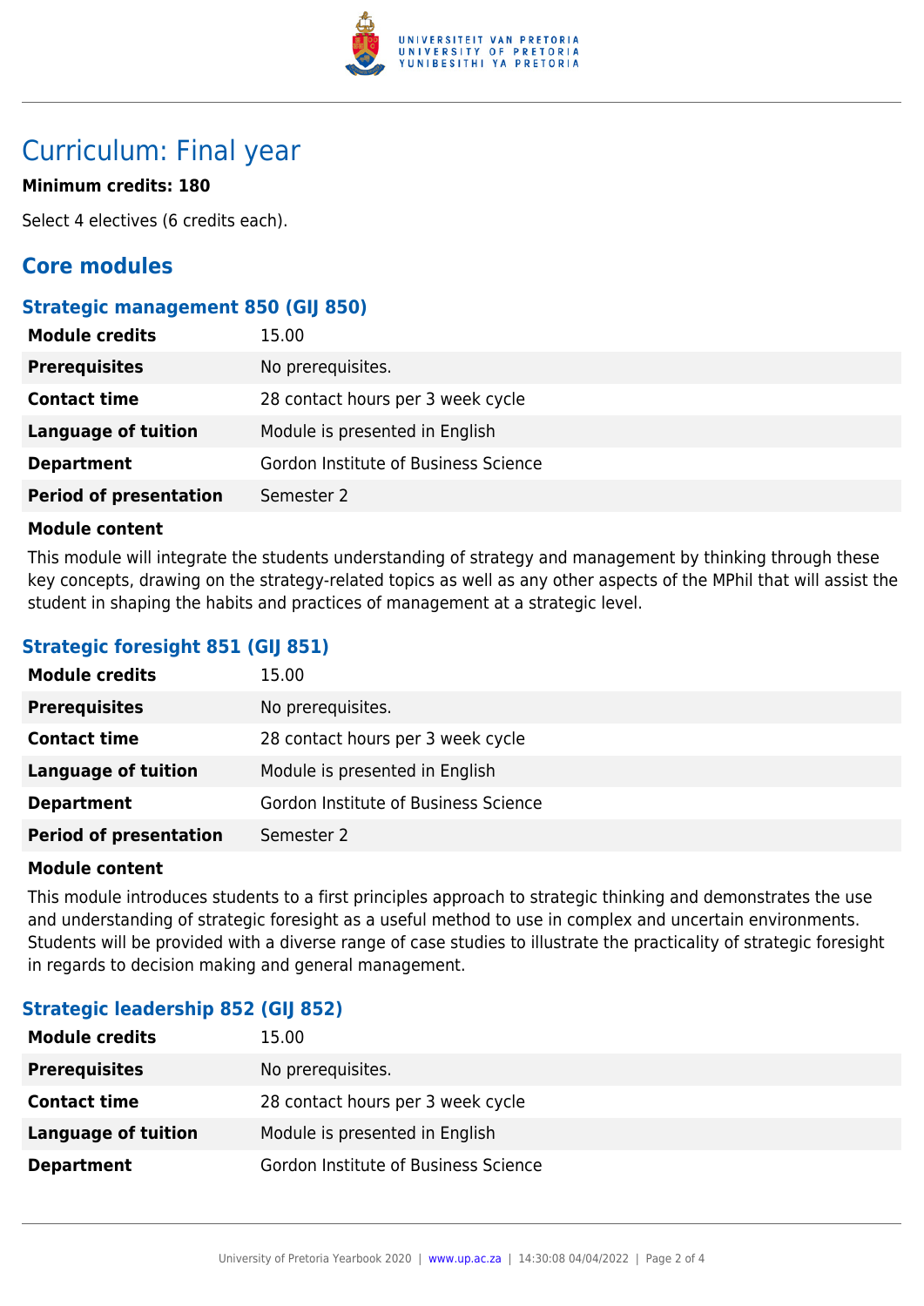# Curriculum: Final year

**Minimum credits: 180**

Select 4 electives (6 credits each).

## Core modules

### Strategic management 850 (GIJ 850)

| | |
|---|---|
| **Module credits** | 15.00 |
| **Prerequisites** | No prerequisites. |
| **Contact time** | 28 contact hours per 3 week cycle |
| **Language of tuition** | Module is presented in English |
| **Department** | Gordon Institute of Business Science |
| **Period of presentation** | Semester 2 |

**Module content**

This module will integrate the students understanding of strategy and management by thinking through these key concepts, drawing on the strategy-related topics as well as any other aspects of the MPhil that will assist the student in shaping the habits and practices of management at a strategic level.

### Strategic foresight 851 (GIJ 851)

| | |
|---|---|
| **Module credits** | 15.00 |
| **Prerequisites** | No prerequisites. |
| **Contact time** | 28 contact hours per 3 week cycle |
| **Language of tuition** | Module is presented in English |
| **Department** | Gordon Institute of Business Science |
| **Period of presentation** | Semester 2 |

**Module content**

This module introduces students to a first principles approach to strategic thinking and demonstrates the use and understanding of strategic foresight as a useful method to use in complex and uncertain environments. Students will be provided with a diverse range of case studies to illustrate the practicality of strategic foresight in regards to decision making and general management.

### Strategic leadership 852 (GIJ 852)

| | |
|---|---|
| **Module credits** | 15.00 |
| **Prerequisites** | No prerequisites. |
| **Contact time** | 28 contact hours per 3 week cycle |
| **Language of tuition** | Module is presented in English |
| **Department** | Gordon Institute of Business Science |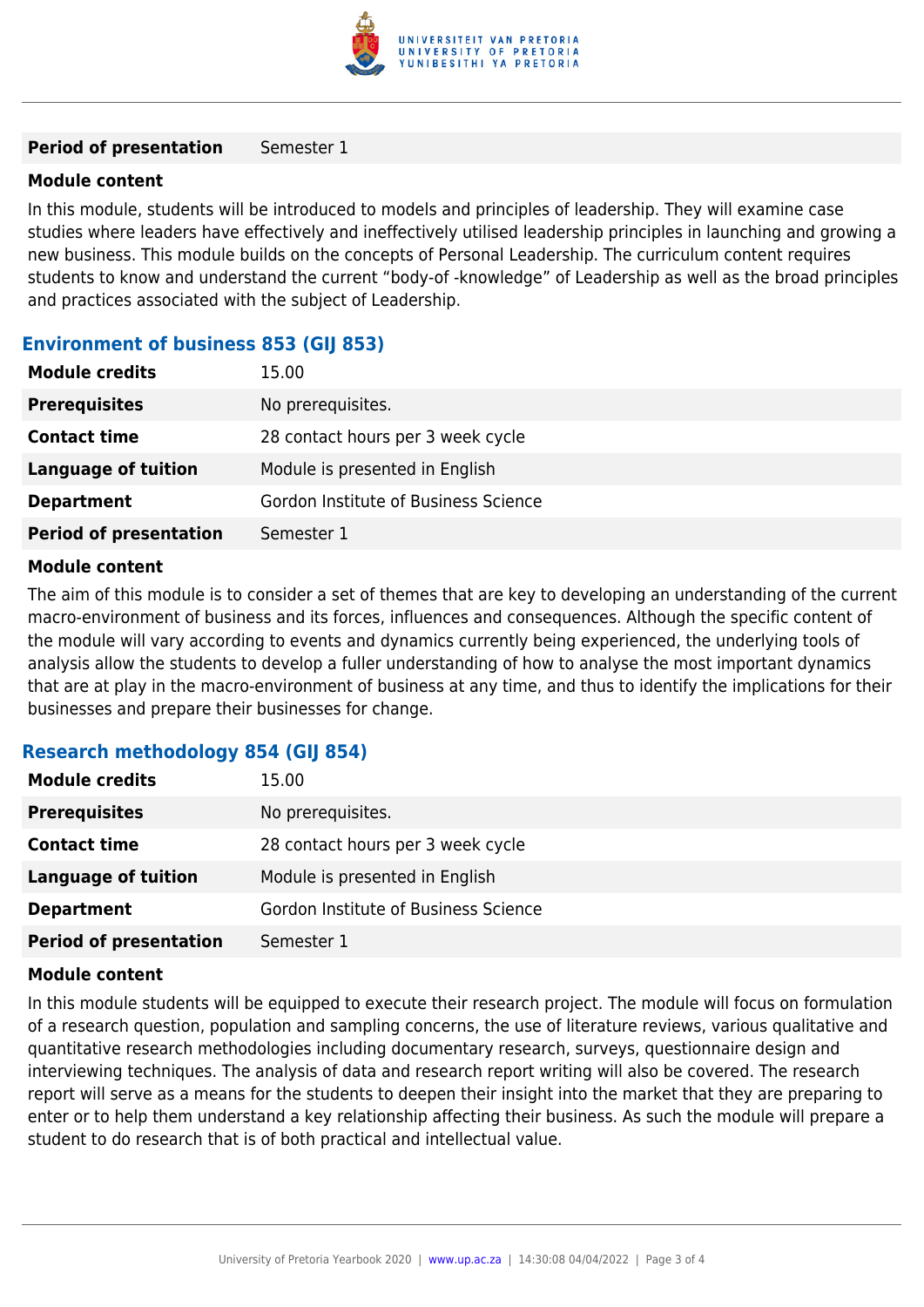| | |
|---|---|
| **Period of presentation** | Semester 1 |

**Module content**

In this module, students will be introduced to models and principles of leadership. They will examine case studies where leaders have effectively and ineffectively utilised leadership principles in launching and growing a new business. This module builds on the concepts of Personal Leadership. The curriculum content requires students to know and understand the current "body-of -knowledge" of Leadership as well as the broad principles and practices associated with the subject of Leadership.

### Environment of business 853 (GIJ 853)

| | |
|---|---|
| **Module credits** | 15.00 |
| **Prerequisites** | No prerequisites. |
| **Contact time** | 28 contact hours per 3 week cycle |
| **Language of tuition** | Module is presented in English |
| **Department** | Gordon Institute of Business Science |
| **Period of presentation** | Semester 1 |

**Module content**

The aim of this module is to consider a set of themes that are key to developing an understanding of the current macro-environment of business and its forces, influences and consequences. Although the specific content of the module will vary according to events and dynamics currently being experienced, the underlying tools of analysis allow the students to develop a fuller understanding of how to analyse the most important dynamics that are at play in the macro-environment of business at any time, and thus to identify the implications for their businesses and prepare their businesses for change.

### Research methodology 854 (GIJ 854)

| | |
|---|---|
| **Module credits** | 15.00 |
| **Prerequisites** | No prerequisites. |
| **Contact time** | 28 contact hours per 3 week cycle |
| **Language of tuition** | Module is presented in English |
| **Department** | Gordon Institute of Business Science |
| **Period of presentation** | Semester 1 |

**Module content**

In this module students will be equipped to execute their research project. The module will focus on formulation of a research question, population and sampling concerns, the use of literature reviews, various qualitative and quantitative research methodologies including documentary research, surveys, questionnaire design and interviewing techniques. The analysis of data and research report writing will also be covered. The research report will serve as a means for the students to deepen their insight into the market that they are preparing to enter or to help them understand a key relationship affecting their business. As such the module will prepare a student to do research that is of both practical and intellectual value.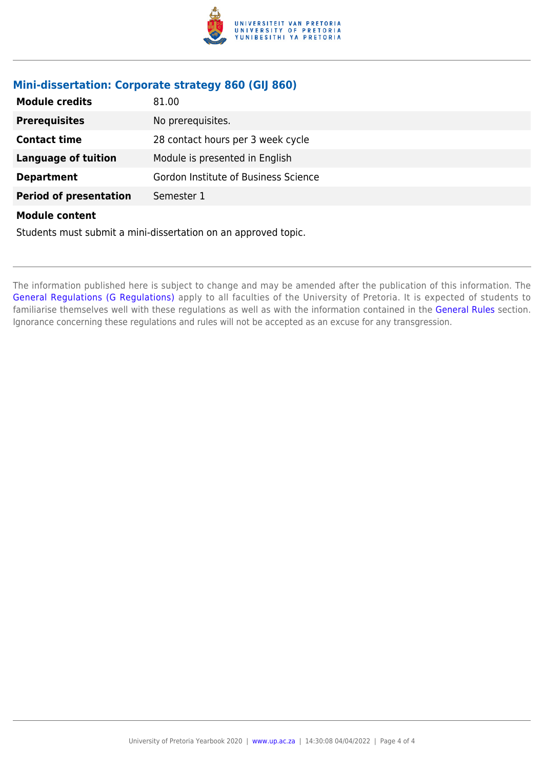## Mini-dissertation: Corporate strategy 860 (GIJ 860)

| | |
|---|---|
| **Module credits** | 81.00 |
| **Prerequisites** | No prerequisites. |
| **Contact time** | 28 contact hours per 3 week cycle |
| **Language of tuition** | Module is presented in English |
| **Department** | Gordon Institute of Business Science |
| **Period of presentation** | Semester 1 |

**Module content**

Students must submit a mini-dissertation on an approved topic.

---

The information published here is subject to change and may be amended after the publication of this information. The General Regulations (G Regulations) apply to all faculties of the University of Pretoria. It is expected of students to familiarise themselves well with these regulations as well as with the information contained in the General Rules section. Ignorance concerning these regulations and rules will not be accepted as an excuse for any transgression.